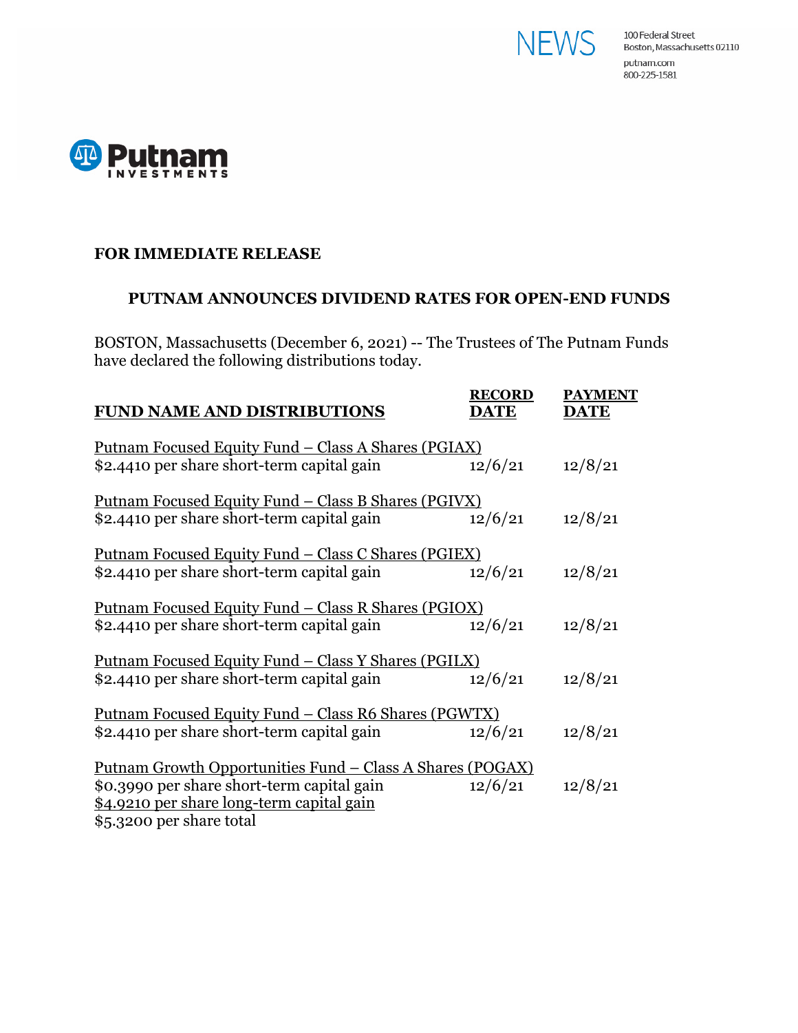NEWS

100 Federal Street
Boston, Massachusetts 02110
putnam.com
800-225-1581

Putnam INVESTMENTS

**FOR IMMEDIATE RELEASE**

## PUTNAM ANNOUNCES DIVIDEND RATES FOR OPEN-END FUNDS

BOSTON, Massachusetts (December 6, 2021) -- The Trustees of The Putnam Funds have declared the following distributions today.

| FUND NAME AND DISTRIBUTIONS | RECORD DATE | PAYMENT DATE |
|---|---|---|
| Putnam Focused Equity Fund – Class A Shares (PGIAX) | | |
| $2.4410 per share short-term capital gain | 12/6/21 | 12/8/21 |
| Putnam Focused Equity Fund – Class B Shares (PGIVX) | | |
| $2.4410 per share short-term capital gain | 12/6/21 | 12/8/21 |
| Putnam Focused Equity Fund – Class C Shares (PGIEX) | | |
| $2.4410 per share short-term capital gain | 12/6/21 | 12/8/21 |
| Putnam Focused Equity Fund – Class R Shares (PGIOX) | | |
| $2.4410 per share short-term capital gain | 12/6/21 | 12/8/21 |
| Putnam Focused Equity Fund – Class Y Shares (PGILX) | | |
| $2.4410 per share short-term capital gain | 12/6/21 | 12/8/21 |
| Putnam Focused Equity Fund – Class R6 Shares (PGWTX) | | |
| $2.4410 per share short-term capital gain | 12/6/21 | 12/8/21 |
| Putnam Growth Opportunities Fund – Class A Shares (POGAX) | | |
| $0.3990 per share short-term capital gain | 12/6/21 | 12/8/21 |
| $4.9210 per share long-term capital gain | | |
| $5.3200 per share total | | |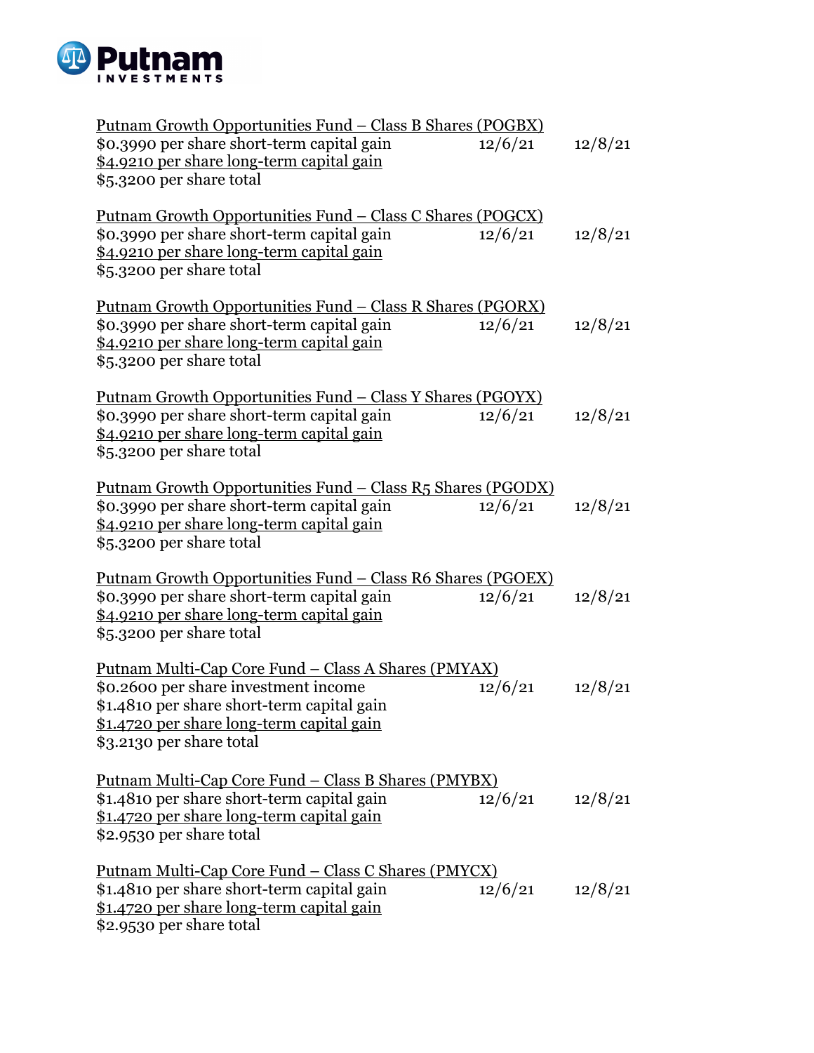**Putnam Investments**

<u>Putnam Growth Opportunities Fund – Class B Shares (POGBX)</u>

| | | |
|---|---|---|
| $0.3990 per share short-term capital gain | 12/6/21 | 12/8/21 |
| <u>$4.9210 per share long-term capital gain</u> | | |
| $5.3200 per share total | | |

<u>Putnam Growth Opportunities Fund – Class C Shares (POGCX)</u>

| | | |
|---|---|---|
| $0.3990 per share short-term capital gain | 12/6/21 | 12/8/21 |
| <u>$4.9210 per share long-term capital gain</u> | | |
| $5.3200 per share total | | |

<u>Putnam Growth Opportunities Fund – Class R Shares (PGORX)</u>

| | | |
|---|---|---|
| $0.3990 per share short-term capital gain | 12/6/21 | 12/8/21 |
| <u>$4.9210 per share long-term capital gain</u> | | |
| $5.3200 per share total | | |

<u>Putnam Growth Opportunities Fund – Class Y Shares (PGOYX)</u>

| | | |
|---|---|---|
| $0.3990 per share short-term capital gain | 12/6/21 | 12/8/21 |
| <u>$4.9210 per share long-term capital gain</u> | | |
| $5.3200 per share total | | |

<u>Putnam Growth Opportunities Fund – Class R5 Shares (PGODX)</u>

| | | |
|---|---|---|
| $0.3990 per share short-term capital gain | 12/6/21 | 12/8/21 |
| <u>$4.9210 per share long-term capital gain</u> | | |
| $5.3200 per share total | | |

<u>Putnam Growth Opportunities Fund – Class R6 Shares (PGOEX)</u>

| | | |
|---|---|---|
| $0.3990 per share short-term capital gain | 12/6/21 | 12/8/21 |
| <u>$4.9210 per share long-term capital gain</u> | | |
| $5.3200 per share total | | |

<u>Putnam Multi-Cap Core Fund – Class A Shares (PMYAX)</u>

| | | |
|---|---|---|
| $0.2600 per share investment income | 12/6/21 | 12/8/21 |
| $1.4810 per share short-term capital gain | | |
| <u>$1.4720 per share long-term capital gain</u> | | |
| $3.2130 per share total | | |

<u>Putnam Multi-Cap Core Fund – Class B Shares (PMYBX)</u>

| | | |
|---|---|---|
| $1.4810 per share short-term capital gain | 12/6/21 | 12/8/21 |
| <u>$1.4720 per share long-term capital gain</u> | | |
| $2.9530 per share total | | |

<u>Putnam Multi-Cap Core Fund – Class C Shares (PMYCX)</u>

| | | |
|---|---|---|
| $1.4810 per share short-term capital gain | 12/6/21 | 12/8/21 |
| <u>$1.4720 per share long-term capital gain</u> | | |
| $2.9530 per share total | | |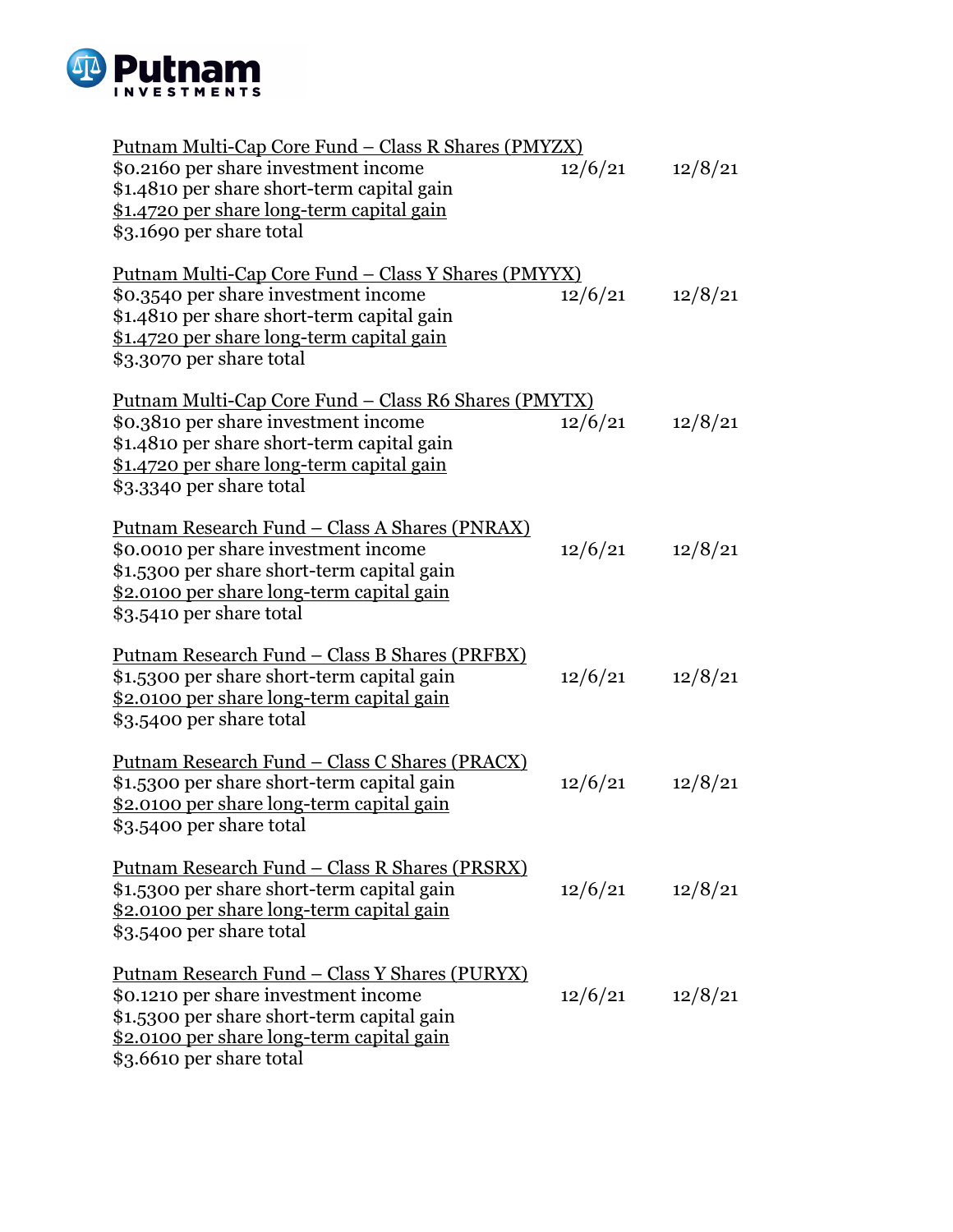**Putnam INVESTMENTS**

| | | |
|---|---|---|
| Putnam Multi-Cap Core Fund – Class R Shares (PMYZX) | | |
| $0.2160 per share investment income | 12/6/21 | 12/8/21 |
| $1.4810 per share short-term capital gain | | |
| $1.4720 per share long-term capital gain | | |
| $3.1690 per share total | | |
| Putnam Multi-Cap Core Fund – Class Y Shares (PMYYX) | | |
| $0.3540 per share investment income | 12/6/21 | 12/8/21 |
| $1.4810 per share short-term capital gain | | |
| $1.4720 per share long-term capital gain | | |
| $3.3070 per share total | | |
| Putnam Multi-Cap Core Fund – Class R6 Shares (PMYTX) | | |
| $0.3810 per share investment income | 12/6/21 | 12/8/21 |
| $1.4810 per share short-term capital gain | | |
| $1.4720 per share long-term capital gain | | |
| $3.3340 per share total | | |
| Putnam Research Fund – Class A Shares (PNRAX) | | |
| $0.0010 per share investment income | 12/6/21 | 12/8/21 |
| $1.5300 per share short-term capital gain | | |
| $2.0100 per share long-term capital gain | | |
| $3.5410 per share total | | |
| Putnam Research Fund – Class B Shares (PRFBX) | | |
| $1.5300 per share short-term capital gain | 12/6/21 | 12/8/21 |
| $2.0100 per share long-term capital gain | | |
| $3.5400 per share total | | |
| Putnam Research Fund – Class C Shares (PRACX) | | |
| $1.5300 per share short-term capital gain | 12/6/21 | 12/8/21 |
| $2.0100 per share long-term capital gain | | |
| $3.5400 per share total | | |
| Putnam Research Fund – Class R Shares (PRSRX) | | |
| $1.5300 per share short-term capital gain | 12/6/21 | 12/8/21 |
| $2.0100 per share long-term capital gain | | |
| $3.5400 per share total | | |
| Putnam Research Fund – Class Y Shares (PURYX) | | |
| $0.1210 per share investment income | 12/6/21 | 12/8/21 |
| $1.5300 per share short-term capital gain | | |
| $2.0100 per share long-term capital gain | | |
| $3.6610 per share total | | |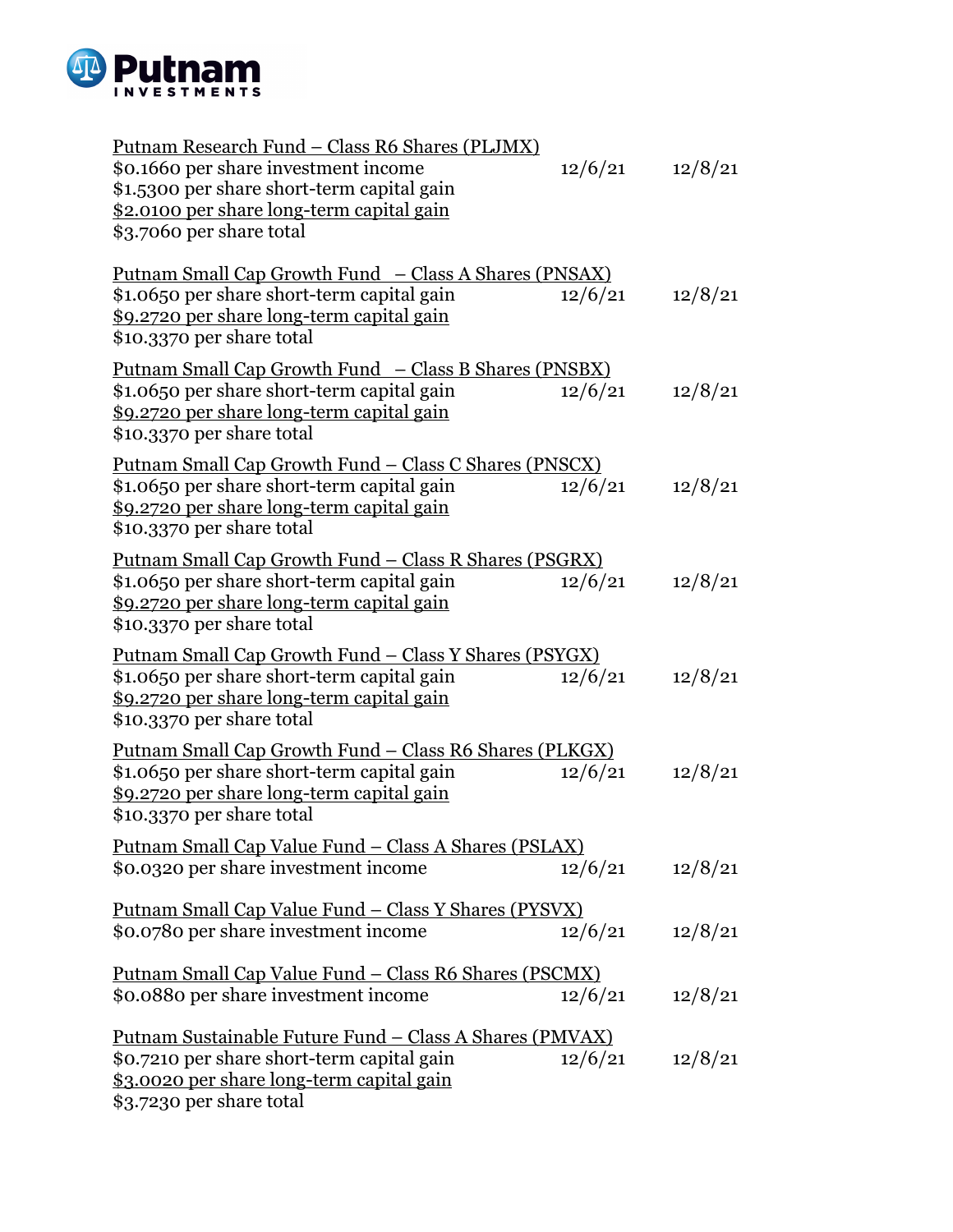Putnam Research Fund – Class R6 Shares (PLJMX)
$0.1660 per share investment income 12/6/21 12/8/21
$1.5300 per share short-term capital gain
$2.0100 per share long-term capital gain
$3.7060 per share total

Putnam Small Cap Growth Fund – Class A Shares (PNSAX)
$1.0650 per share short-term capital gain 12/6/21 12/8/21
$9.2720 per share long-term capital gain
$10.3370 per share total

Putnam Small Cap Growth Fund – Class B Shares (PNSBX)
$1.0650 per share short-term capital gain 12/6/21 12/8/21
$9.2720 per share long-term capital gain
$10.3370 per share total

Putnam Small Cap Growth Fund – Class C Shares (PNSCX)
$1.0650 per share short-term capital gain 12/6/21 12/8/21
$9.2720 per share long-term capital gain
$10.3370 per share total

Putnam Small Cap Growth Fund – Class R Shares (PSGRX)
$1.0650 per share short-term capital gain 12/6/21 12/8/21
$9.2720 per share long-term capital gain
$10.3370 per share total

Putnam Small Cap Growth Fund – Class Y Shares (PSYGX)
$1.0650 per share short-term capital gain 12/6/21 12/8/21
$9.2720 per share long-term capital gain
$10.3370 per share total

Putnam Small Cap Growth Fund – Class R6 Shares (PLKGX)
$1.0650 per share short-term capital gain 12/6/21 12/8/21
$9.2720 per share long-term capital gain
$10.3370 per share total

Putnam Small Cap Value Fund – Class A Shares (PSLAX)
$0.0320 per share investment income 12/6/21 12/8/21

Putnam Small Cap Value Fund – Class Y Shares (PYSVX)
$0.0780 per share investment income 12/6/21 12/8/21

Putnam Small Cap Value Fund – Class R6 Shares (PSCMX)
$0.0880 per share investment income 12/6/21 12/8/21

Putnam Sustainable Future Fund – Class A Shares (PMVAX)
$0.7210 per share short-term capital gain 12/6/21 12/8/21
$3.0020 per share long-term capital gain
$3.7230 per share total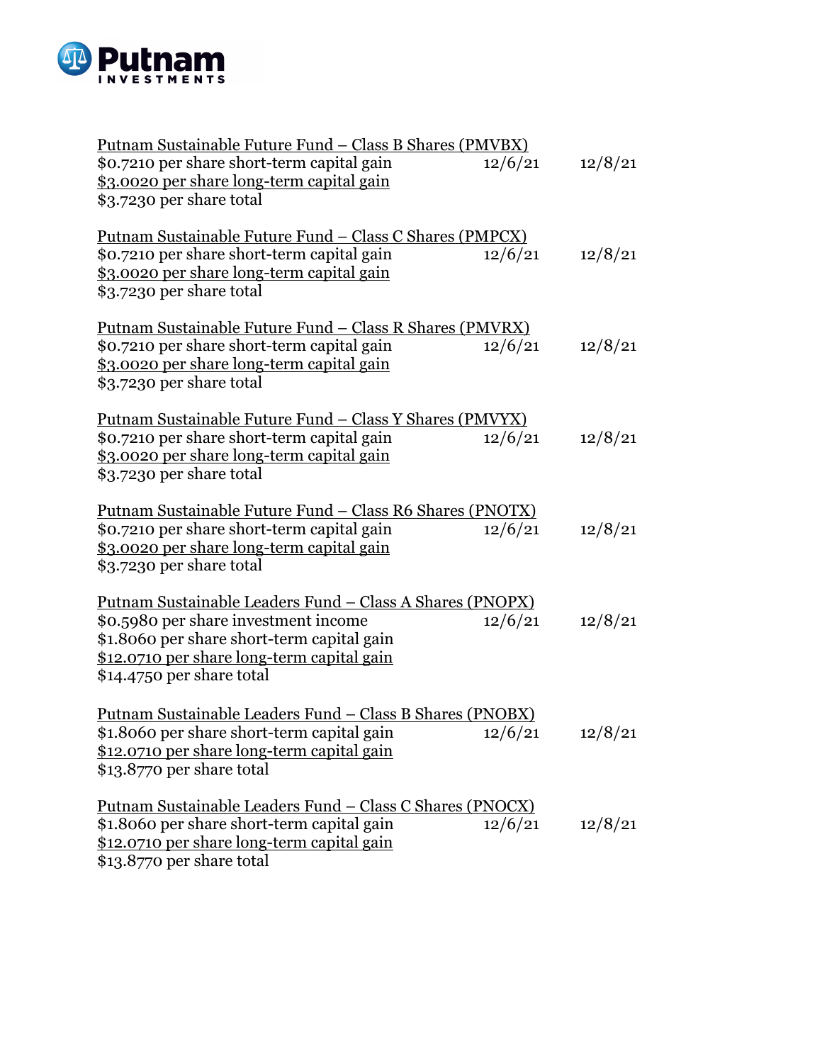| | | |
|---|---|---|
| Putnam Sustainable Future Fund – Class B Shares (PMVBX) | | |
| $0.7210 per share short-term capital gain | 12/6/21 | 12/8/21 |
| $3.0020 per share long-term capital gain | | |
| $3.7230 per share total | | |
| | | |
| Putnam Sustainable Future Fund – Class C Shares (PMPCX) | | |
| $0.7210 per share short-term capital gain | 12/6/21 | 12/8/21 |
| $3.0020 per share long-term capital gain | | |
| $3.7230 per share total | | |
| | | |
| Putnam Sustainable Future Fund – Class R Shares (PMVRX) | | |
| $0.7210 per share short-term capital gain | 12/6/21 | 12/8/21 |
| $3.0020 per share long-term capital gain | | |
| $3.7230 per share total | | |
| | | |
| Putnam Sustainable Future Fund – Class Y Shares (PMVYX) | | |
| $0.7210 per share short-term capital gain | 12/6/21 | 12/8/21 |
| $3.0020 per share long-term capital gain | | |
| $3.7230 per share total | | |
| | | |
| Putnam Sustainable Future Fund – Class R6 Shares (PNOTX) | | |
| $0.7210 per share short-term capital gain | 12/6/21 | 12/8/21 |
| $3.0020 per share long-term capital gain | | |
| $3.7230 per share total | | |
| | | |
| Putnam Sustainable Leaders Fund – Class A Shares (PNOPX) | | |
| $0.5980 per share investment income | 12/6/21 | 12/8/21 |
| $1.8060 per share short-term capital gain | | |
| $12.0710 per share long-term capital gain | | |
| $14.4750 per share total | | |
| | | |
| Putnam Sustainable Leaders Fund – Class B Shares (PNOBX) | | |
| $1.8060 per share short-term capital gain | 12/6/21 | 12/8/21 |
| $12.0710 per share long-term capital gain | | |
| $13.8770 per share total | | |
| | | |
| Putnam Sustainable Leaders Fund – Class C Shares (PNOCX) | | |
| $1.8060 per share short-term capital gain | 12/6/21 | 12/8/21 |
| $12.0710 per share long-term capital gain | | |
| $13.8770 per share total | | |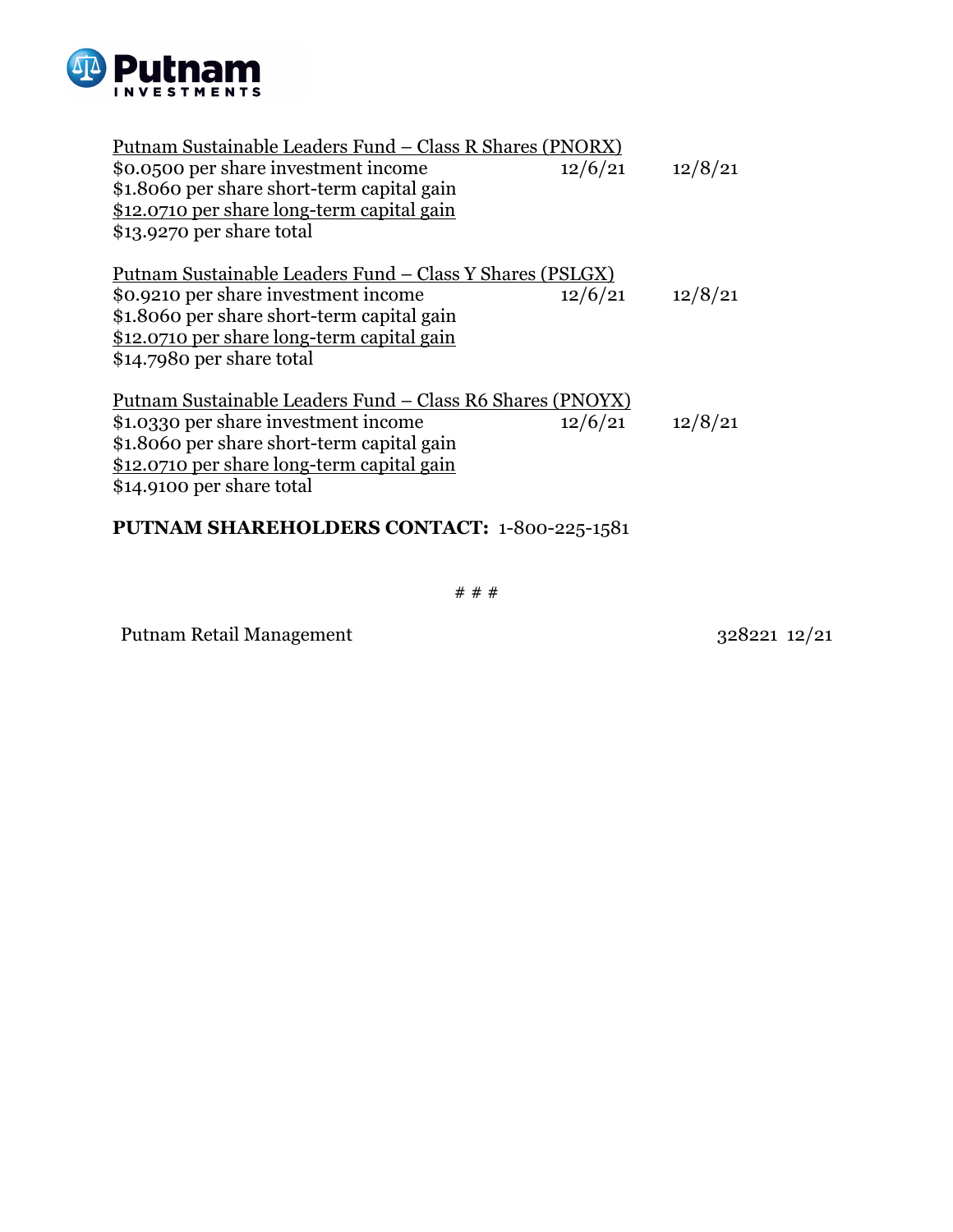Putnam Sustainable Leaders Fund – Class R Shares (PNORX)
$0.0500 per share investment income 12/6/21 12/8/21
$1.8060 per share short-term capital gain
$12.0710 per share long-term capital gain
$13.9270 per share total

Putnam Sustainable Leaders Fund – Class Y Shares (PSLGX)
$0.9210 per share investment income 12/6/21 12/8/21
$1.8060 per share short-term capital gain
$12.0710 per share long-term capital gain
$14.7980 per share total

Putnam Sustainable Leaders Fund – Class R6 Shares (PNOYX)
$1.0330 per share investment income 12/6/21 12/8/21
$1.8060 per share short-term capital gain
$12.0710 per share long-term capital gain
$14.9100 per share total

**PUTNAM SHAREHOLDERS CONTACT:** 1-800-225-1581

# # #

Putnam Retail Management 328221 12/21